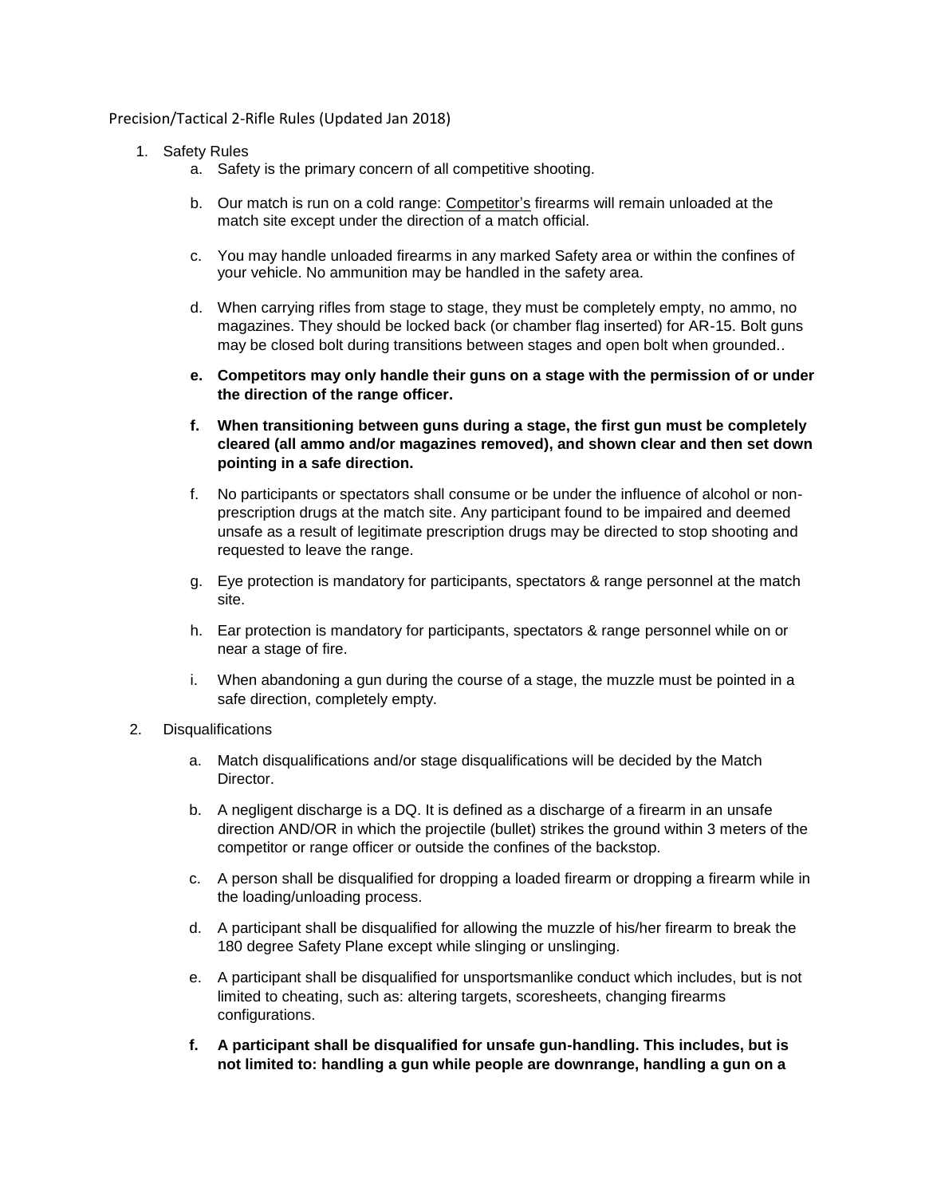Precision/Tactical 2-Rifle Rules (Updated Jan 2018)

1. Safety Rules
   a. Safety is the primary concern of all competitive shooting.

   b. Our match is run on a cold range: Competitor's firearms will remain unloaded at the match site except under the direction of a match official.

   c. You may handle unloaded firearms in any marked Safety area or within the confines of your vehicle. No ammunition may be handled in the safety area.

   d. When carrying rifles from stage to stage, they must be completely empty, no ammo, no magazines. They should be locked back (or chamber flag inserted) for AR-15. Bolt guns may be closed bolt during transitions between stages and open bolt when grounded..

   **e. Competitors may only handle their guns on a stage with the permission of or under the direction of the range officer.**

   **f. When transitioning between guns during a stage, the first gun must be completely cleared (all ammo and/or magazines removed), and shown clear and then set down pointing in a safe direction.**

   f. No participants or spectators shall consume or be under the influence of alcohol or non-prescription drugs at the match site. Any participant found to be impaired and deemed unsafe as a result of legitimate prescription drugs may be directed to stop shooting and requested to leave the range.

   g. Eye protection is mandatory for participants, spectators & range personnel at the match site.

   h. Ear protection is mandatory for participants, spectators & range personnel while on or near a stage of fire.

   i. When abandoning a gun during the course of a stage, the muzzle must be pointed in a safe direction, completely empty.

2. Disqualifications

   a. Match disqualifications and/or stage disqualifications will be decided by the Match Director.

   b. A negligent discharge is a DQ. It is defined as a discharge of a firearm in an unsafe direction AND/OR in which the projectile (bullet) strikes the ground within 3 meters of the competitor or range officer or outside the confines of the backstop.

   c. A person shall be disqualified for dropping a loaded firearm or dropping a firearm while in the loading/unloading process.

   d. A participant shall be disqualified for allowing the muzzle of his/her firearm to break the 180 degree Safety Plane except while slinging or unslinging.

   e. A participant shall be disqualified for unsportsmanlike conduct which includes, but is not limited to cheating, such as: altering targets, scoresheets, changing firearms configurations.

   **f. A participant shall be disqualified for unsafe gun-handling. This includes, but is not limited to: handling a gun while people are downrange, handling a gun on a**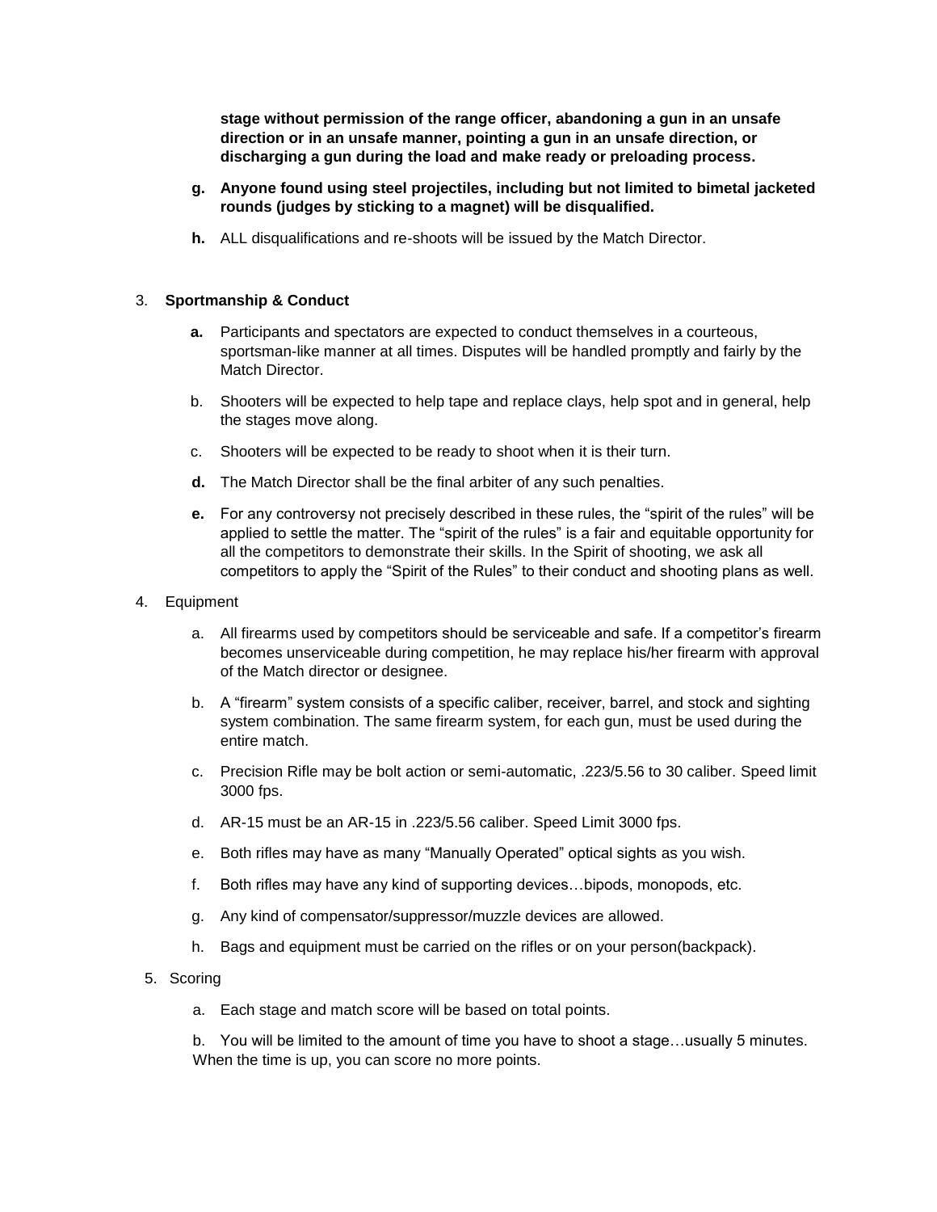**stage without permission of the range officer, abandoning a gun in an unsafe direction or in an unsafe manner, pointing a gun in an unsafe direction, or discharging a gun during the load and make ready or preloading process.**

**g. Anyone found using steel projectiles, including but not limited to bimetal jacketed rounds (judges by sticking to a magnet) will be disqualified.**

**h.** ALL disqualifications and re-shoots will be issued by the Match Director.

3. **Sportmanship & Conduct**

   **a.** Participants and spectators are expected to conduct themselves in a courteous, sportsman-like manner at all times. Disputes will be handled promptly and fairly by the Match Director.

   b. Shooters will be expected to help tape and replace clays, help spot and in general, help the stages move along.

   c. Shooters will be expected to be ready to shoot when it is their turn.

   **d.** The Match Director shall be the final arbiter of any such penalties.

   **e.** For any controversy not precisely described in these rules, the "spirit of the rules" will be applied to settle the matter. The "spirit of the rules" is a fair and equitable opportunity for all the competitors to demonstrate their skills. In the Spirit of shooting, we ask all competitors to apply the "Spirit of the Rules" to their conduct and shooting plans as well.

4. Equipment

   a. All firearms used by competitors should be serviceable and safe. If a competitor's firearm becomes unserviceable during competition, he may replace his/her firearm with approval of the Match director or designee.

   b. A "firearm" system consists of a specific caliber, receiver, barrel, and stock and sighting system combination. The same firearm system, for each gun, must be used during the entire match.

   c. Precision Rifle may be bolt action or semi-automatic, .223/5.56 to 30 caliber. Speed limit 3000 fps.

   d. AR-15 must be an AR-15 in .223/5.56 caliber. Speed Limit 3000 fps.

   e. Both rifles may have as many "Manually Operated" optical sights as you wish.

   f. Both rifles may have any kind of supporting devices…bipods, monopods, etc.

   g. Any kind of compensator/suppressor/muzzle devices are allowed.

   h. Bags and equipment must be carried on the rifles or on your person(backpack).

5. Scoring

   a. Each stage and match score will be based on total points.

   b. You will be limited to the amount of time you have to shoot a stage…usually 5 minutes. When the time is up, you can score no more points.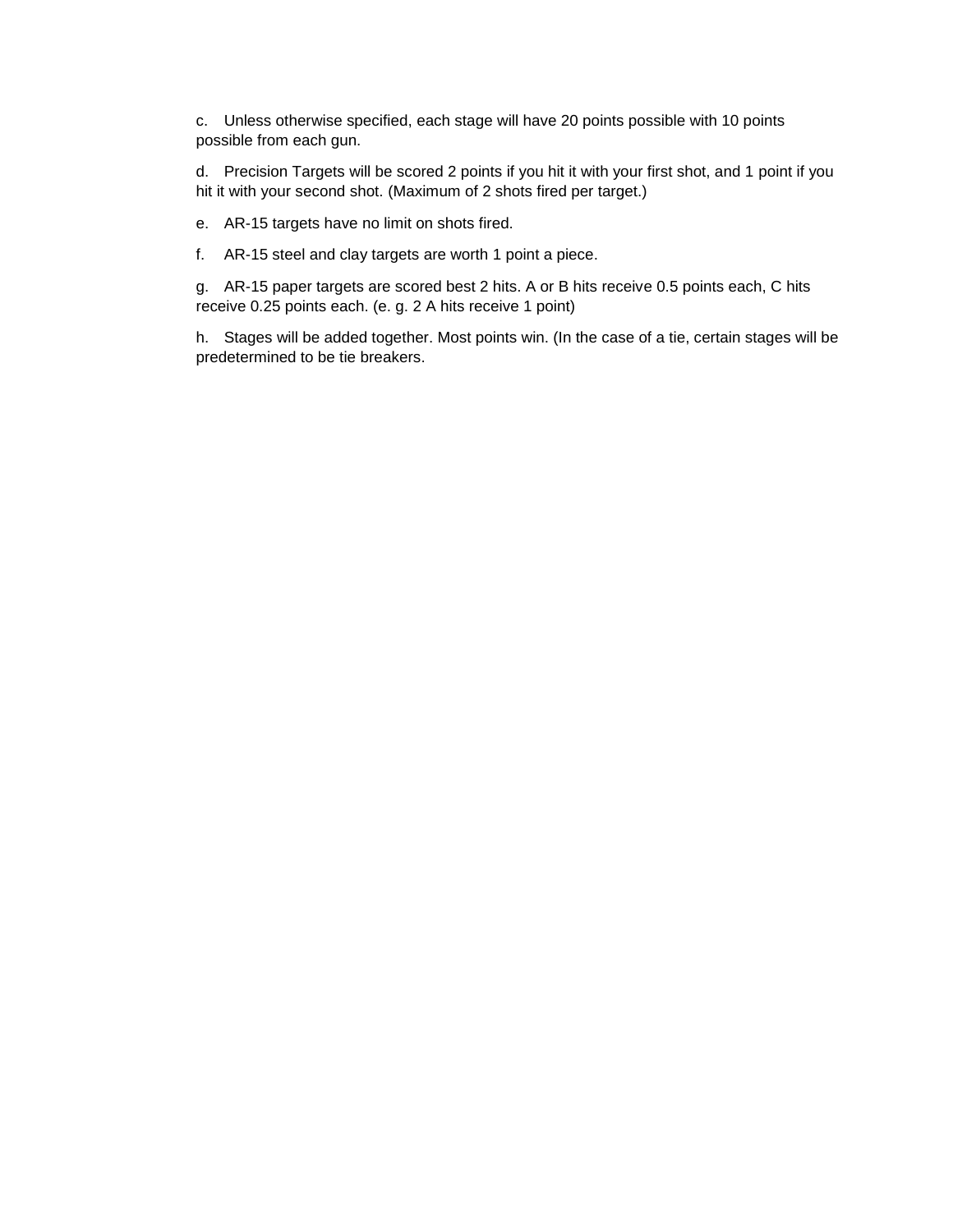c. Unless otherwise specified, each stage will have 20 points possible with 10 points possible from each gun.

d. Precision Targets will be scored 2 points if you hit it with your first shot, and 1 point if you hit it with your second shot. (Maximum of 2 shots fired per target.)

e. AR-15 targets have no limit on shots fired.

f. AR-15 steel and clay targets are worth 1 point a piece.

g. AR-15 paper targets are scored best 2 hits. A or B hits receive 0.5 points each, C hits receive 0.25 points each. (e. g. 2 A hits receive 1 point)

h. Stages will be added together. Most points win. (In the case of a tie, certain stages will be predetermined to be tie breakers.